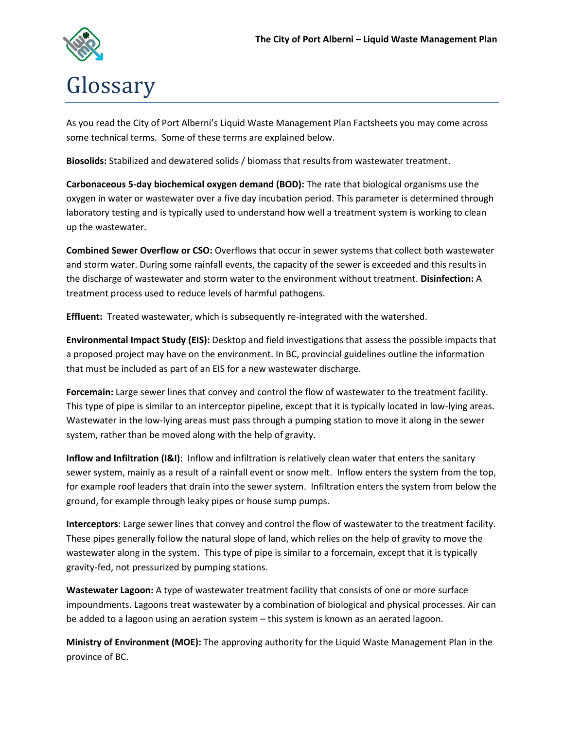# Glossary

As you read the City of Port Alberni's Liquid Waste Management Plan Factsheets you may come across some technical terms. Some of these terms are explained below.

**Biosolids:** Stabilized and dewatered solids / biomass that results from wastewater treatment.

**Carbonaceous 5-day biochemical oxygen demand (BOD):** The rate that biological organisms use the oxygen in water or wastewater over a five day incubation period. This parameter is determined through laboratory testing and is typically used to understand how well a treatment system is working to clean up the wastewater.

**Combined Sewer Overflow or CSO:** Overflows that occur in sewer systems that collect both wastewater and storm water. During some rainfall events, the capacity of the sewer is exceeded and this results in the discharge of wastewater and storm water to the environment without treatment. **Disinfection:** A treatment process used to reduce levels of harmful pathogens.

**Effluent:** Treated wastewater, which is subsequently re-integrated with the watershed.

**Environmental Impact Study (EIS):** Desktop and field investigations that assess the possible impacts that a proposed project may have on the environment. In BC, provincial guidelines outline the information that must be included as part of an EIS for a new wastewater discharge.

**Forcemain:** Large sewer lines that convey and control the flow of wastewater to the treatment facility. This type of pipe is similar to an interceptor pipeline, except that it is typically located in low-lying areas. Wastewater in the low-lying areas must pass through a pumping station to move it along in the sewer system, rather than be moved along with the help of gravity.

**Inflow and Infiltration (I&I)**: Inflow and infiltration is relatively clean water that enters the sanitary sewer system, mainly as a result of a rainfall event or snow melt. Inflow enters the system from the top, for example roof leaders that drain into the sewer system. Infiltration enters the system from below the ground, for example through leaky pipes or house sump pumps.

**Interceptors**: Large sewer lines that convey and control the flow of wastewater to the treatment facility. These pipes generally follow the natural slope of land, which relies on the help of gravity to move the wastewater along in the system. This type of pipe is similar to a forcemain, except that it is typically gravity-fed, not pressurized by pumping stations.

**Wastewater Lagoon:** A type of wastewater treatment facility that consists of one or more surface impoundments. Lagoons treat wastewater by a combination of biological and physical processes. Air can be added to a lagoon using an aeration system – this system is known as an aerated lagoon.

**Ministry of Environment (MOE):** The approving authority for the Liquid Waste Management Plan in the province of BC.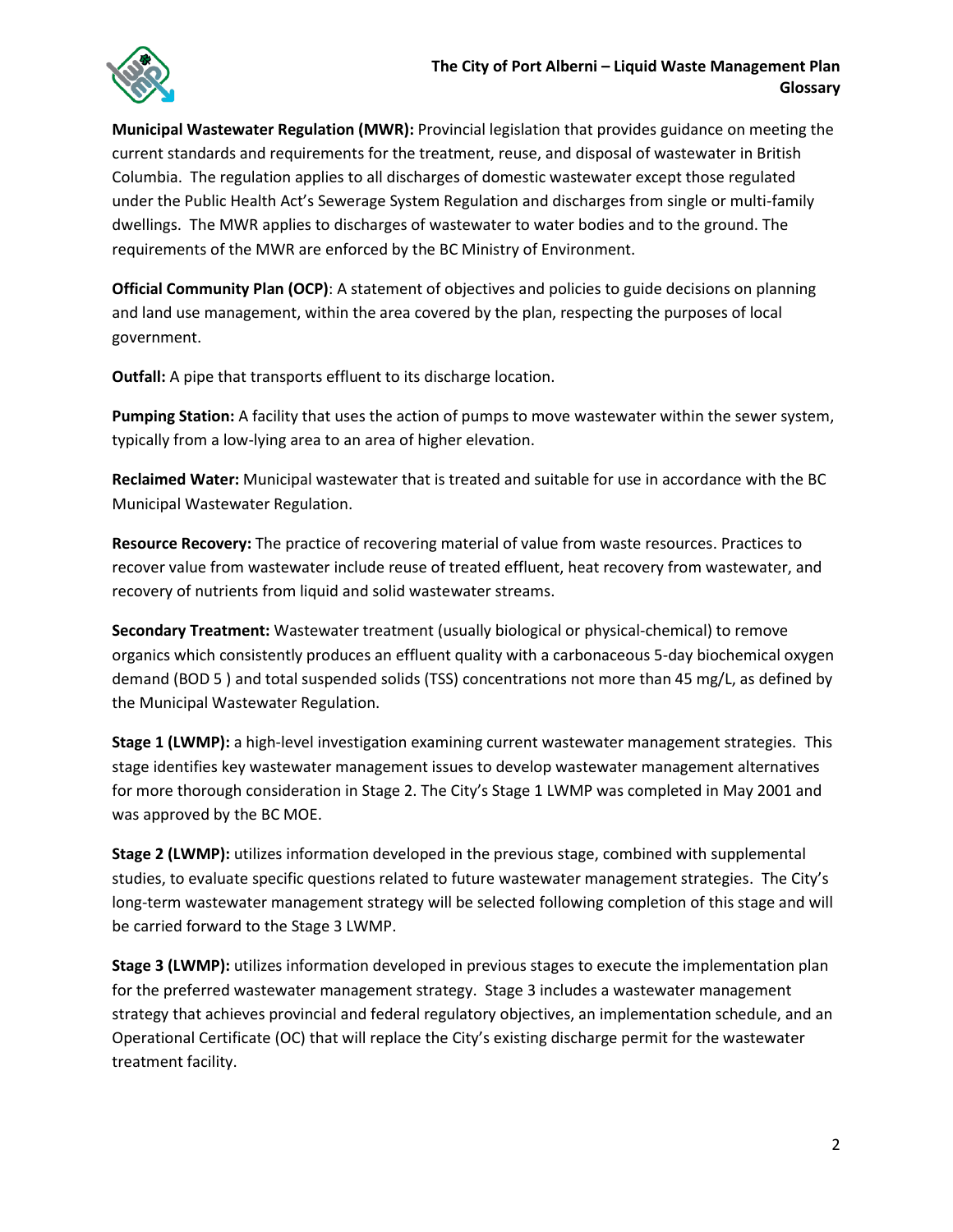**Municipal Wastewater Regulation (MWR):** Provincial legislation that provides guidance on meeting the current standards and requirements for the treatment, reuse, and disposal of wastewater in British Columbia. The regulation applies to all discharges of domestic wastewater except those regulated under the Public Health Act's Sewerage System Regulation and discharges from single or multi-family dwellings. The MWR applies to discharges of wastewater to water bodies and to the ground. The requirements of the MWR are enforced by the BC Ministry of Environment.

**Official Community Plan (OCP)**: A statement of objectives and policies to guide decisions on planning and land use management, within the area covered by the plan, respecting the purposes of local government.

**Outfall:** A pipe that transports effluent to its discharge location.

**Pumping Station:** A facility that uses the action of pumps to move wastewater within the sewer system, typically from a low-lying area to an area of higher elevation.

**Reclaimed Water:** Municipal wastewater that is treated and suitable for use in accordance with the BC Municipal Wastewater Regulation.

**Resource Recovery:** The practice of recovering material of value from waste resources. Practices to recover value from wastewater include reuse of treated effluent, heat recovery from wastewater, and recovery of nutrients from liquid and solid wastewater streams.

**Secondary Treatment:** Wastewater treatment (usually biological or physical-chemical) to remove organics which consistently produces an effluent quality with a carbonaceous 5-day biochemical oxygen demand ($BOD_5$) and total suspended solids (TSS) concentrations not more than 45 mg/L, as defined by the Municipal Wastewater Regulation.

**Stage 1 (LWMP):** a high-level investigation examining current wastewater management strategies. This stage identifies key wastewater management issues to develop wastewater management alternatives for more thorough consideration in Stage 2. The City's Stage 1 LWMP was completed in May 2001 and was approved by the BC MOE.

**Stage 2 (LWMP):** utilizes information developed in the previous stage, combined with supplemental studies, to evaluate specific questions related to future wastewater management strategies. The City's long-term wastewater management strategy will be selected following completion of this stage and will be carried forward to the Stage 3 LWMP.

**Stage 3 (LWMP):** utilizes information developed in previous stages to execute the implementation plan for the preferred wastewater management strategy. Stage 3 includes a wastewater management strategy that achieves provincial and federal regulatory objectives, an implementation schedule, and an Operational Certificate (OC) that will replace the City's existing discharge permit for the wastewater treatment facility.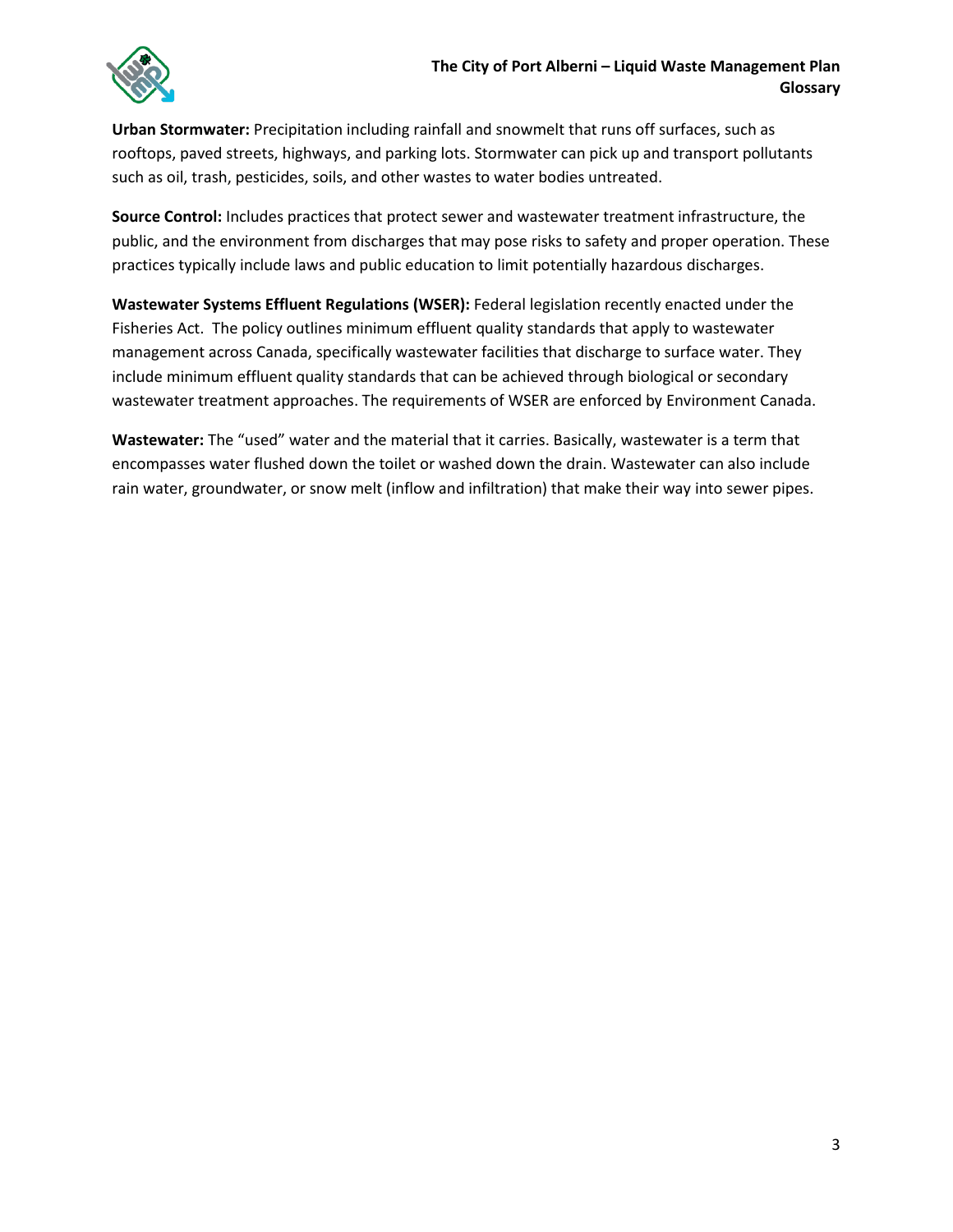**Urban Stormwater:** Precipitation including rainfall and snowmelt that runs off surfaces, such as rooftops, paved streets, highways, and parking lots. Stormwater can pick up and transport pollutants such as oil, trash, pesticides, soils, and other wastes to water bodies untreated.

**Source Control:** Includes practices that protect sewer and wastewater treatment infrastructure, the public, and the environment from discharges that may pose risks to safety and proper operation. These practices typically include laws and public education to limit potentially hazardous discharges.

**Wastewater Systems Effluent Regulations (WSER):** Federal legislation recently enacted under the Fisheries Act. The policy outlines minimum effluent quality standards that apply to wastewater management across Canada, specifically wastewater facilities that discharge to surface water. They include minimum effluent quality standards that can be achieved through biological or secondary wastewater treatment approaches. The requirements of WSER are enforced by Environment Canada.

**Wastewater:** The "used" water and the material that it carries. Basically, wastewater is a term that encompasses water flushed down the toilet or washed down the drain. Wastewater can also include rain water, groundwater, or snow melt (inflow and infiltration) that make their way into sewer pipes.